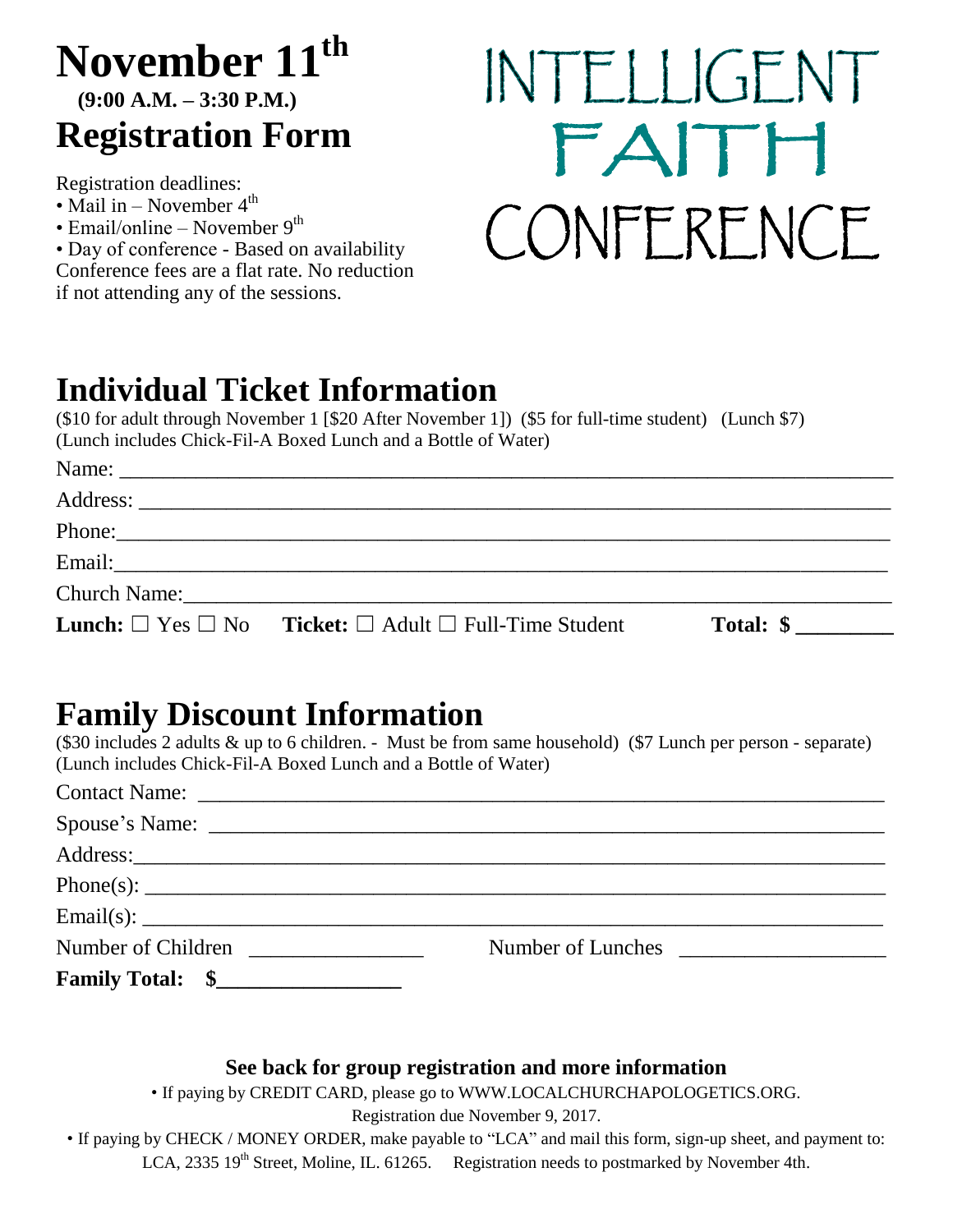# November 11th

**(9:00 A.M. – 3:30 P.M.)**

# Registration Form

# INTELLIGENT FAITH CONFERENCE

Registration deadlines:

- Mail in – November 4th
- Email/online – November 9th
- Day of conference - Based on availability

Conference fees are a flat rate. No reduction if not attending any of the sessions.

## Individual Ticket Information

($10 for adult through November 1 [$20 After November 1]) ($5 for full-time student) (Lunch $7)
(Lunch includes Chick-Fil-A Boxed Lunch and a Bottle of Water)

Name: ___________________________________________________________________

Address: _________________________________________________________________

Phone: __________________________________________________________________

Email: ___________________________________________________________________

Church Name: _____________________________________________________________

**Lunch:** ☐ Yes ☐ No **Ticket:** ☐ Adult ☐ Full-Time Student **Total: $ ________**

## Family Discount Information

($30 includes 2 adults & up to 6 children. - Must be from same household) ($7 Lunch per person - separate)
(Lunch includes Chick-Fil-A Boxed Lunch and a Bottle of Water)

Contact Name: _____________________________________________________________

Spouse's Name: ____________________________________________________________

Address: _________________________________________________________________

Phone(s): _________________________________________________________________

Email(s): _________________________________________________________________

Number of Children _______________ Number of Lunches __________________

**Family Total: $________________**

**See back for group registration and more information**

- If paying by CREDIT CARD, please go to WWW.LOCALCHURCHAPOLOGETICS.ORG. Registration due November 9, 2017.
- If paying by CHECK / MONEY ORDER, make payable to "LCA" and mail this form, sign-up sheet, and payment to: LCA, 2335 19th Street, Moline, IL. 61265. Registration needs to postmarked by November 4th.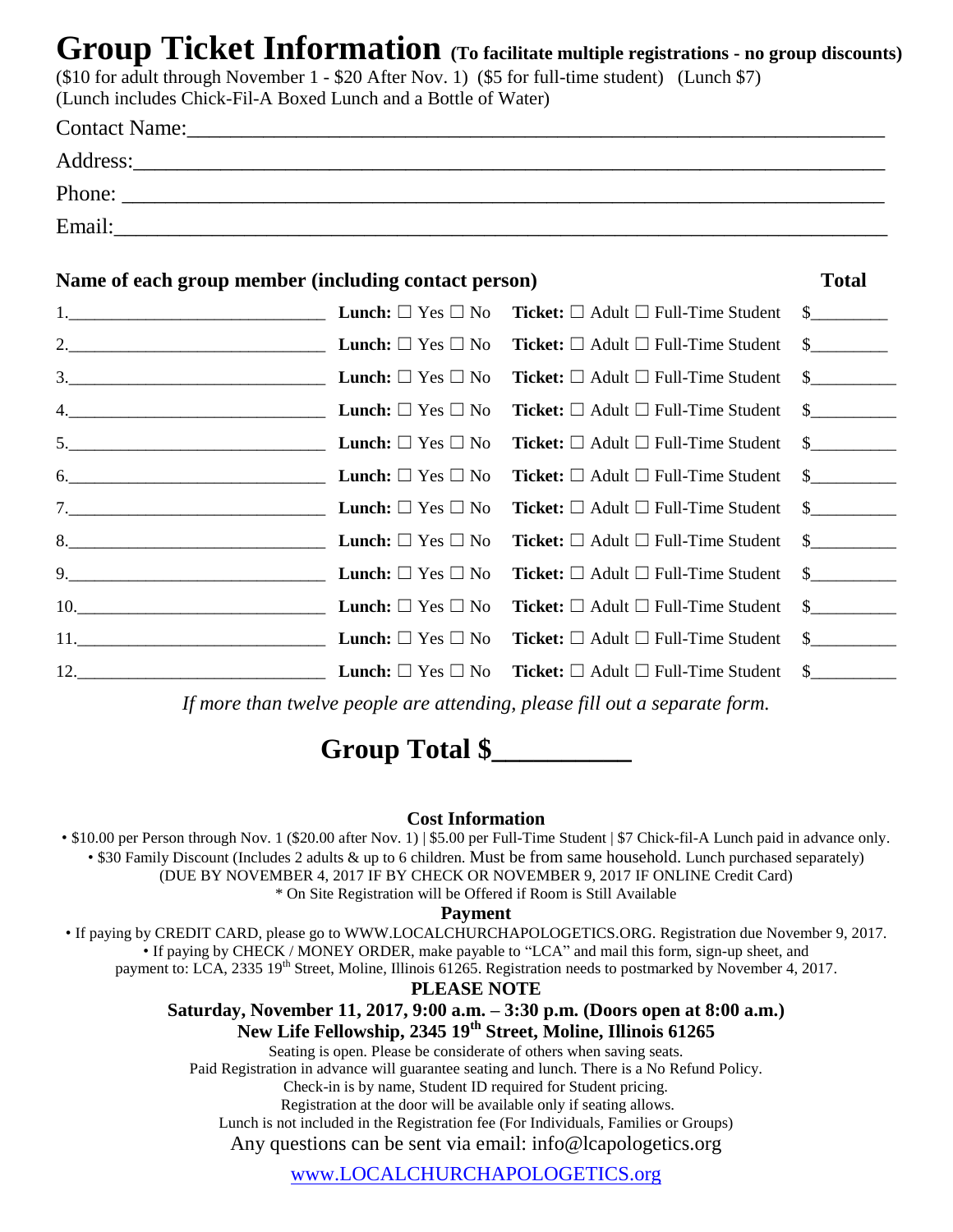# Group Ticket Information **(To facilitate multiple registrations - no group discounts)**

($10 for adult through November 1 - $20 After Nov. 1) ($5 for full-time student) (Lunch $7)
(Lunch includes Chick-Fil-A Boxed Lunch and a Bottle of Water)

Contact Name:_______________________________________________

Address:_______________________________________________

Phone: _______________________________________________

Email:_______________________________________________

| Name of each group member (including contact person) | | | Total |
|---|---|---|---|
| 1.____________________ | **Lunch:** ☐ Yes ☐ No | **Ticket:** ☐ Adult ☐ Full-Time Student | $________ |
| 2.____________________ | **Lunch:** ☐ Yes ☐ No | **Ticket:** ☐ Adult ☐ Full-Time Student | $________ |
| 3.____________________ | **Lunch:** ☐ Yes ☐ No | **Ticket:** ☐ Adult ☐ Full-Time Student | $________ |
| 4.____________________ | **Lunch:** ☐ Yes ☐ No | **Ticket:** ☐ Adult ☐ Full-Time Student | $________ |
| 5.____________________ | **Lunch:** ☐ Yes ☐ No | **Ticket:** ☐ Adult ☐ Full-Time Student | $________ |
| 6.____________________ | **Lunch:** ☐ Yes ☐ No | **Ticket:** ☐ Adult ☐ Full-Time Student | $________ |
| 7.____________________ | **Lunch:** ☐ Yes ☐ No | **Ticket:** ☐ Adult ☐ Full-Time Student | $________ |
| 8.____________________ | **Lunch:** ☐ Yes ☐ No | **Ticket:** ☐ Adult ☐ Full-Time Student | $________ |
| 9.____________________ | **Lunch:** ☐ Yes ☐ No | **Ticket:** ☐ Adult ☐ Full-Time Student | $________ |
| 10.____________________ | **Lunch:** ☐ Yes ☐ No | **Ticket:** ☐ Adult ☐ Full-Time Student | $________ |
| 11.____________________ | **Lunch:** ☐ Yes ☐ No | **Ticket:** ☐ Adult ☐ Full-Time Student | $________ |
| 12.____________________ | **Lunch:** ☐ Yes ☐ No | **Ticket:** ☐ Adult ☐ Full-Time Student | $________ |

*If more than twelve people are attending, please fill out a separate form.*

## Group Total $__________

### Cost Information

• $10.00 per Person through Nov. 1 ($20.00 after Nov. 1) | $5.00 per Full-Time Student | $7 Chick-fil-A Lunch paid in advance only.
• $30 Family Discount (Includes 2 adults & up to 6 children. Must be from same household. Lunch purchased separately)
(DUE BY NOVEMBER 4, 2017 IF BY CHECK OR NOVEMBER 9, 2017 IF ONLINE Credit Card)
* On Site Registration will be Offered if Room is Still Available

### Payment

• If paying by CREDIT CARD, please go to WWW.LOCALCHURCHAPOLOGETICS.ORG. Registration due November 9, 2017.
• If paying by CHECK / MONEY ORDER, make payable to "LCA" and mail this form, sign-up sheet, and payment to: LCA, 2335 19th Street, Moline, Illinois 61265. Registration needs to postmarked by November 4, 2017.

### PLEASE NOTE

**Saturday, November 11, 2017, 9:00 a.m. – 3:30 p.m. (Doors open at 8:00 a.m.)**
**New Life Fellowship, 2345 19th Street, Moline, Illinois 61265**

Seating is open. Please be considerate of others when saving seats.
Paid Registration in advance will guarantee seating and lunch. There is a No Refund Policy.
Check-in is by name, Student ID required for Student pricing.
Registration at the door will be available only if seating allows.
Lunch is not included in the Registration fee (For Individuals, Families or Groups)
Any questions can be sent via email: info@lcapologetics.org

www.LOCALCHURCHAPOLOGETICS.org